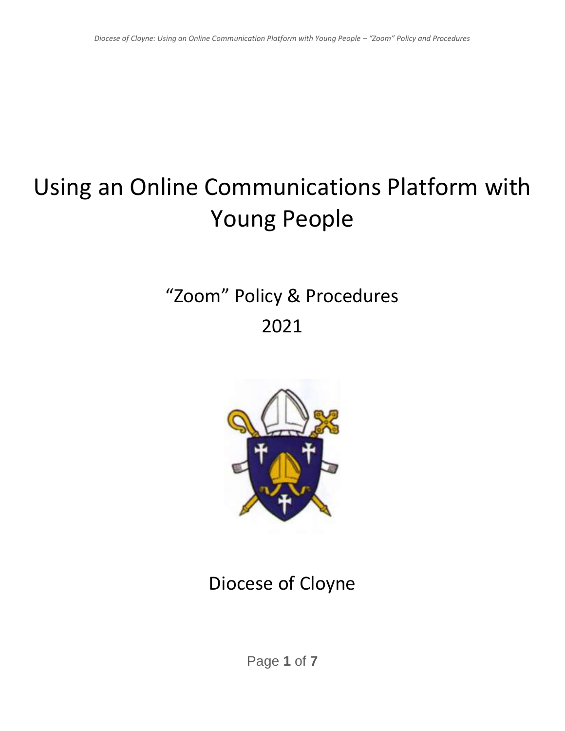# Using an Online Communications Platform with Young People

## "Zoom" Policy & Procedures

## 2021

Diocese of Cloyne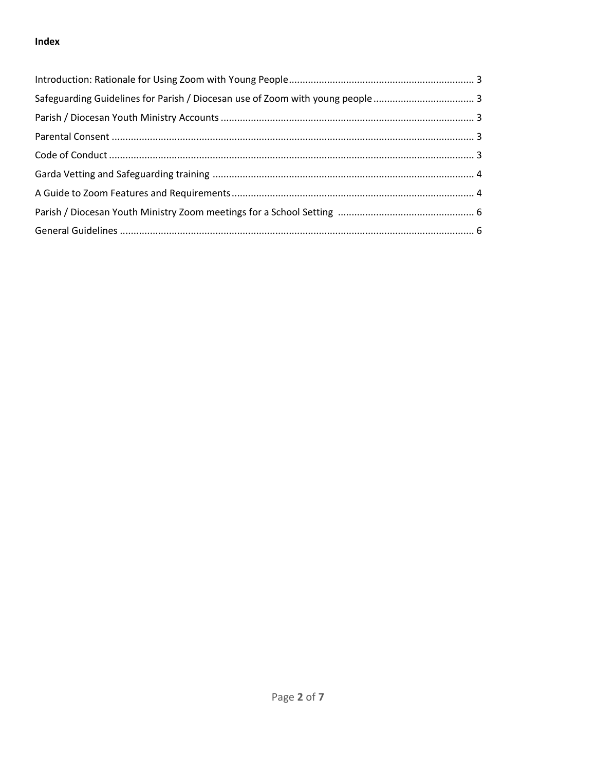**Index**

Introduction: Rationale for Using Zoom with Young People .................................................................... 3

Safeguarding Guidelines for Parish / Diocesan use of Zoom with young people ..................................... 3

Parish / Diocesan Youth Ministry Accounts ............................................................................................. 3

Parental Consent ..................................................................................................................................... 3

Code of Conduct ...................................................................................................................................... 3

Garda Vetting and Safeguarding training ................................................................................................ 4

A Guide to Zoom Features and Requirements ......................................................................................... 4

Parish / Diocesan Youth Ministry Zoom meetings for a School Setting .................................................. 6

General Guidelines .................................................................................................................................. 6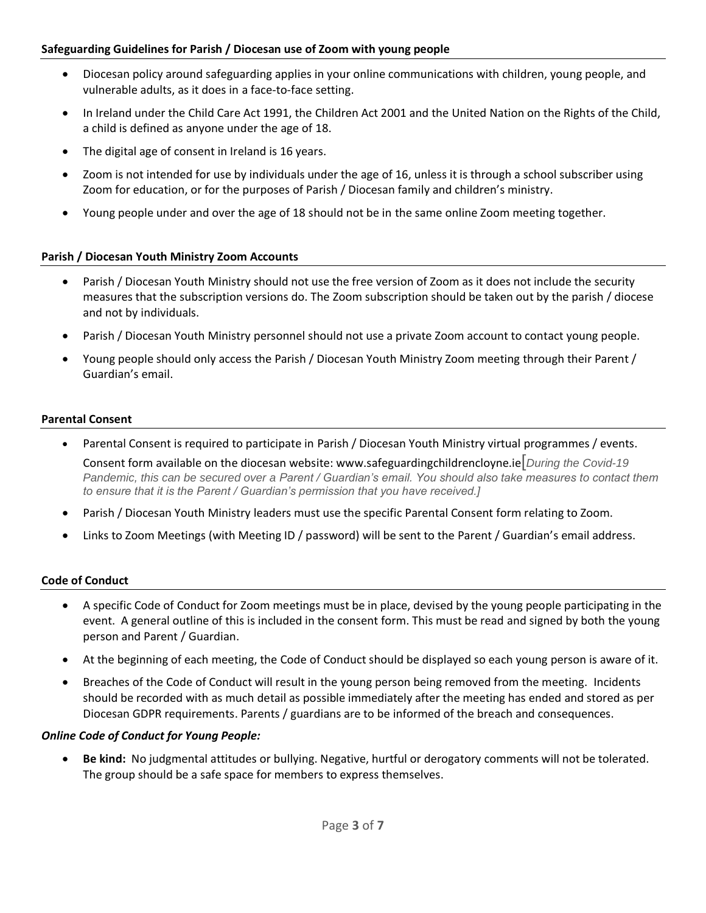**Safeguarding Guidelines for Parish / Diocesan use of Zoom with young people**

- Diocesan policy around safeguarding applies in your online communications with children, young people, and vulnerable adults, as it does in a face-to-face setting.
- In Ireland under the Child Care Act 1991, the Children Act 2001 and the United Nation on the Rights of the Child, a child is defined as anyone under the age of 18.
- The digital age of consent in Ireland is 16 years.
- Zoom is not intended for use by individuals under the age of 16, unless it is through a school subscriber using Zoom for education, or for the purposes of Parish / Diocesan family and children's ministry.
- Young people under and over the age of 18 should not be in the same online Zoom meeting together.

**Parish / Diocesan Youth Ministry Zoom Accounts**

- Parish / Diocesan Youth Ministry should not use the free version of Zoom as it does not include the security measures that the subscription versions do. The Zoom subscription should be taken out by the parish / diocese and not by individuals.
- Parish / Diocesan Youth Ministry personnel should not use a private Zoom account to contact young people.
- Young people should only access the Parish / Diocesan Youth Ministry Zoom meeting through their Parent / Guardian's email.

**Parental Consent**

- Parental Consent is required to participate in Parish / Diocesan Youth Ministry virtual programmes / events. Consent form available on the diocesan website: www.safeguardingchildrencloyne.ie [*During the Covid-19 Pandemic, this can be secured over a Parent / Guardian's email. You should also take measures to contact them to ensure that it is the Parent / Guardian's permission that you have received.*]
- Parish / Diocesan Youth Ministry leaders must use the specific Parental Consent form relating to Zoom.
- Links to Zoom Meetings (with Meeting ID / password) will be sent to the Parent / Guardian's email address.

**Code of Conduct**

- A specific Code of Conduct for Zoom meetings must be in place, devised by the young people participating in the event. A general outline of this is included in the consent form. This must be read and signed by both the young person and Parent / Guardian.
- At the beginning of each meeting, the Code of Conduct should be displayed so each young person is aware of it.
- Breaches of the Code of Conduct will result in the young person being removed from the meeting. Incidents should be recorded with as much detail as possible immediately after the meeting has ended and stored as per Diocesan GDPR requirements. Parents / guardians are to be informed of the breach and consequences.

***Online Code of Conduct for Young People:***

- **Be kind:** No judgmental attitudes or bullying. Negative, hurtful or derogatory comments will not be tolerated. The group should be a safe space for members to express themselves.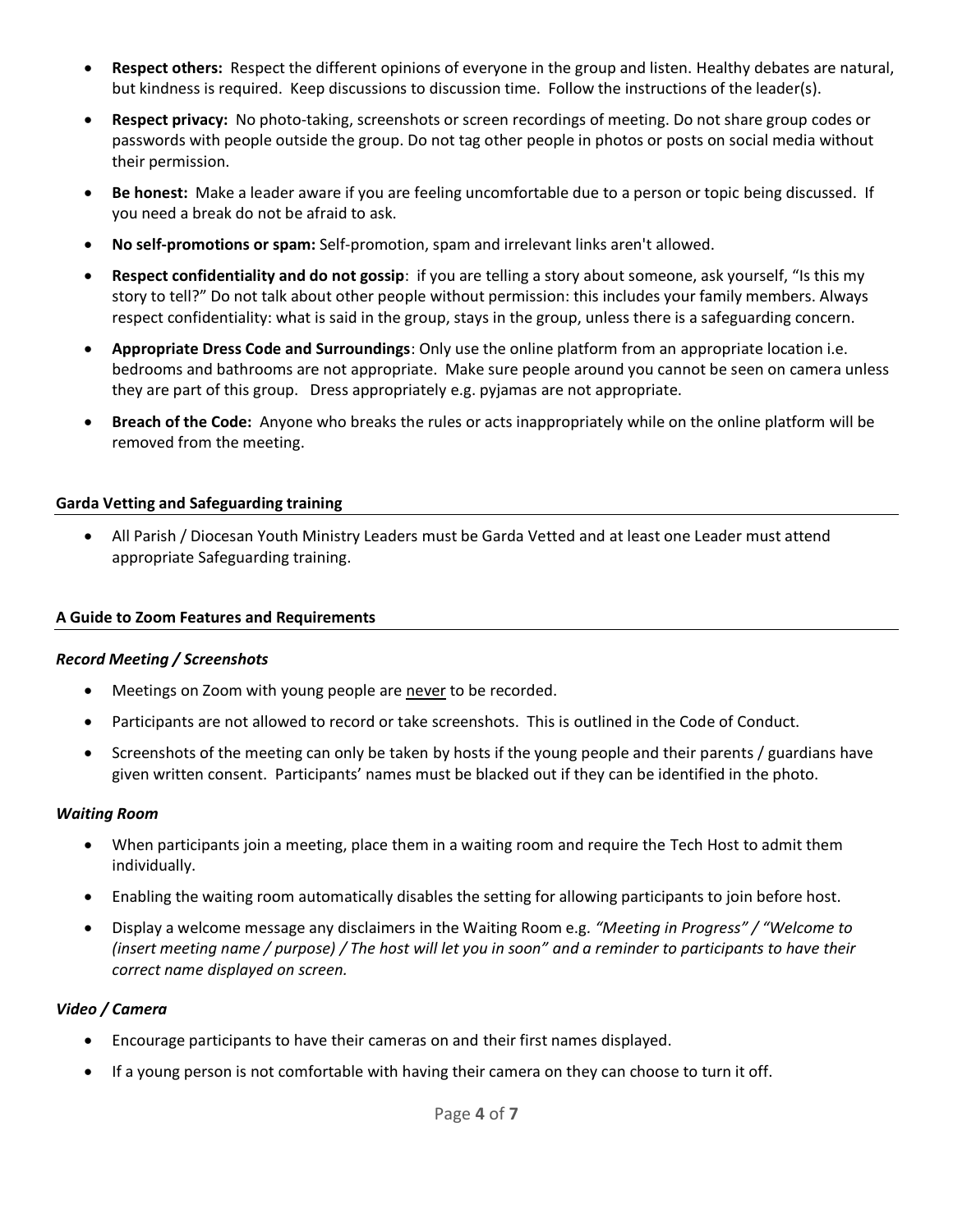- **Respect others:** Respect the different opinions of everyone in the group and listen. Healthy debates are natural, but kindness is required. Keep discussions to discussion time. Follow the instructions of the leader(s).
- **Respect privacy:** No photo-taking, screenshots or screen recordings of meeting. Do not share group codes or passwords with people outside the group. Do not tag other people in photos or posts on social media without their permission.
- **Be honest:** Make a leader aware if you are feeling uncomfortable due to a person or topic being discussed. If you need a break do not be afraid to ask.
- **No self-promotions or spam:** Self-promotion, spam and irrelevant links aren't allowed.
- **Respect confidentiality and do not gossip**: if you are telling a story about someone, ask yourself, "Is this my story to tell?" Do not talk about other people without permission: this includes your family members. Always respect confidentiality: what is said in the group, stays in the group, unless there is a safeguarding concern.
- **Appropriate Dress Code and Surroundings**: Only use the online platform from an appropriate location i.e. bedrooms and bathrooms are not appropriate. Make sure people around you cannot be seen on camera unless they are part of this group. Dress appropriately e.g. pyjamas are not appropriate.
- **Breach of the Code:** Anyone who breaks the rules or acts inappropriately while on the online platform will be removed from the meeting.

## Garda Vetting and Safeguarding training

- All Parish / Diocesan Youth Ministry Leaders must be Garda Vetted and at least one Leader must attend appropriate Safeguarding training.

## A Guide to Zoom Features and Requirements

### *Record Meeting / Screenshots*

- Meetings on Zoom with young people are never to be recorded.
- Participants are not allowed to record or take screenshots. This is outlined in the Code of Conduct.
- Screenshots of the meeting can only be taken by hosts if the young people and their parents / guardians have given written consent. Participants' names must be blacked out if they can be identified in the photo.

### *Waiting Room*

- When participants join a meeting, place them in a waiting room and require the Tech Host to admit them individually.
- Enabling the waiting room automatically disables the setting for allowing participants to join before host.
- Display a welcome message any disclaimers in the Waiting Room e.g. *"Meeting in Progress" / "Welcome to (insert meeting name / purpose) / The host will let you in soon" and a reminder to participants to have their correct name displayed on screen.*

### *Video / Camera*

- Encourage participants to have their cameras on and their first names displayed.
- If a young person is not comfortable with having their camera on they can choose to turn it off.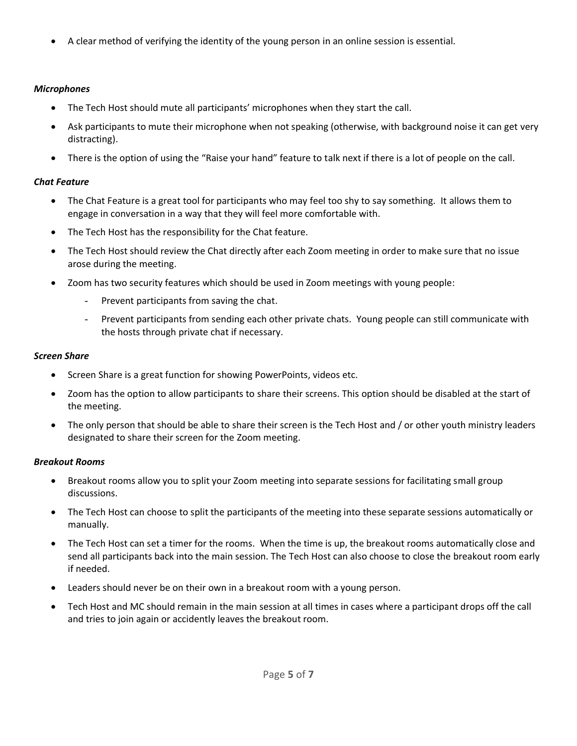- A clear method of verifying the identity of the young person in an online session is essential.

***Microphones***

- The Tech Host should mute all participants' microphones when they start the call.
- Ask participants to mute their microphone when not speaking (otherwise, with background noise it can get very distracting).
- There is the option of using the "Raise your hand" feature to talk next if there is a lot of people on the call.

***Chat Feature***

- The Chat Feature is a great tool for participants who may feel too shy to say something. It allows them to engage in conversation in a way that they will feel more comfortable with.
- The Tech Host has the responsibility for the Chat feature.
- The Tech Host should review the Chat directly after each Zoom meeting in order to make sure that no issue arose during the meeting.
- Zoom has two security features which should be used in Zoom meetings with young people:
  - Prevent participants from saving the chat.
  - Prevent participants from sending each other private chats. Young people can still communicate with the hosts through private chat if necessary.

***Screen Share***

- Screen Share is a great function for showing PowerPoints, videos etc.
- Zoom has the option to allow participants to share their screens. This option should be disabled at the start of the meeting.
- The only person that should be able to share their screen is the Tech Host and / or other youth ministry leaders designated to share their screen for the Zoom meeting.

***Breakout Rooms***

- Breakout rooms allow you to split your Zoom meeting into separate sessions for facilitating small group discussions.
- The Tech Host can choose to split the participants of the meeting into these separate sessions automatically or manually.
- The Tech Host can set a timer for the rooms. When the time is up, the breakout rooms automatically close and send all participants back into the main session. The Tech Host can also choose to close the breakout room early if needed.
- Leaders should never be on their own in a breakout room with a young person.
- Tech Host and MC should remain in the main session at all times in cases where a participant drops off the call and tries to join again or accidently leaves the breakout room.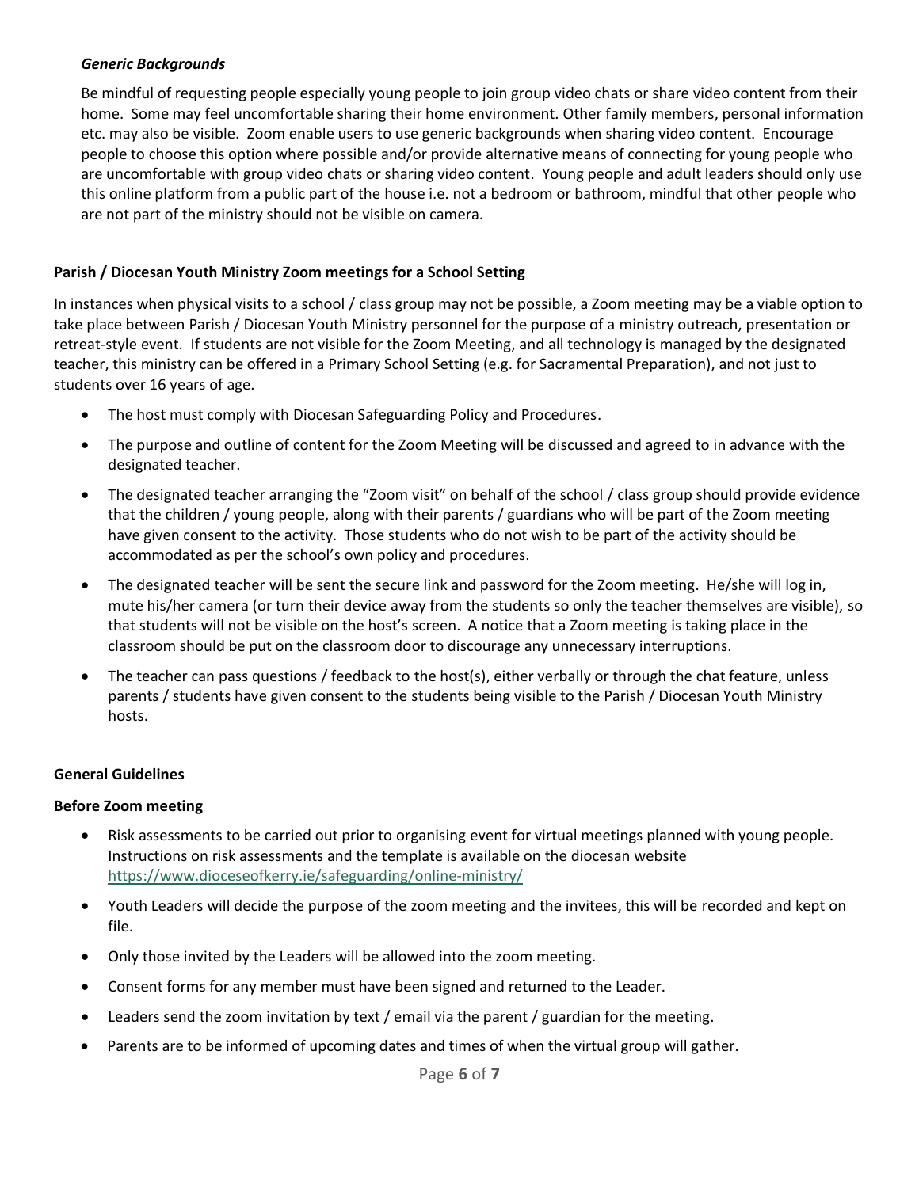***Generic Backgrounds***

Be mindful of requesting people especially young people to join group video chats or share video content from their home. Some may feel uncomfortable sharing their home environment. Other family members, personal information etc. may also be visible. Zoom enable users to use generic backgrounds when sharing video content. Encourage people to choose this option where possible and/or provide alternative means of connecting for young people who are uncomfortable with group video chats or sharing video content. Young people and adult leaders should only use this online platform from a public part of the house i.e. not a bedroom or bathroom, mindful that other people who are not part of the ministry should not be visible on camera.

## Parish / Diocesan Youth Ministry Zoom meetings for a School Setting

In instances when physical visits to a school / class group may not be possible, a Zoom meeting may be a viable option to take place between Parish / Diocesan Youth Ministry personnel for the purpose of a ministry outreach, presentation or retreat-style event. If students are not visible for the Zoom Meeting, and all technology is managed by the designated teacher, this ministry can be offered in a Primary School Setting (e.g. for Sacramental Preparation), and not just to students over 16 years of age.

- The host must comply with Diocesan Safeguarding Policy and Procedures.
- The purpose and outline of content for the Zoom Meeting will be discussed and agreed to in advance with the designated teacher.
- The designated teacher arranging the "Zoom visit" on behalf of the school / class group should provide evidence that the children / young people, along with their parents / guardians who will be part of the Zoom meeting have given consent to the activity. Those students who do not wish to be part of the activity should be accommodated as per the school's own policy and procedures.
- The designated teacher will be sent the secure link and password for the Zoom meeting. He/she will log in, mute his/her camera (or turn their device away from the students so only the teacher themselves are visible), so that students will not be visible on the host's screen. A notice that a Zoom meeting is taking place in the classroom should be put on the classroom door to discourage any unnecessary interruptions.
- The teacher can pass questions / feedback to the host(s), either verbally or through the chat feature, unless parents / students have given consent to the students being visible to the Parish / Diocesan Youth Ministry hosts.

## General Guidelines

### Before Zoom meeting

- Risk assessments to be carried out prior to organising event for virtual meetings planned with young people. Instructions on risk assessments and the template is available on the diocesan website https://www.dioceseofkerry.ie/safeguarding/online-ministry/
- Youth Leaders will decide the purpose of the zoom meeting and the invitees, this will be recorded and kept on file.
- Only those invited by the Leaders will be allowed into the zoom meeting.
- Consent forms for any member must have been signed and returned to the Leader.
- Leaders send the zoom invitation by text / email via the parent / guardian for the meeting.
- Parents are to be informed of upcoming dates and times of when the virtual group will gather.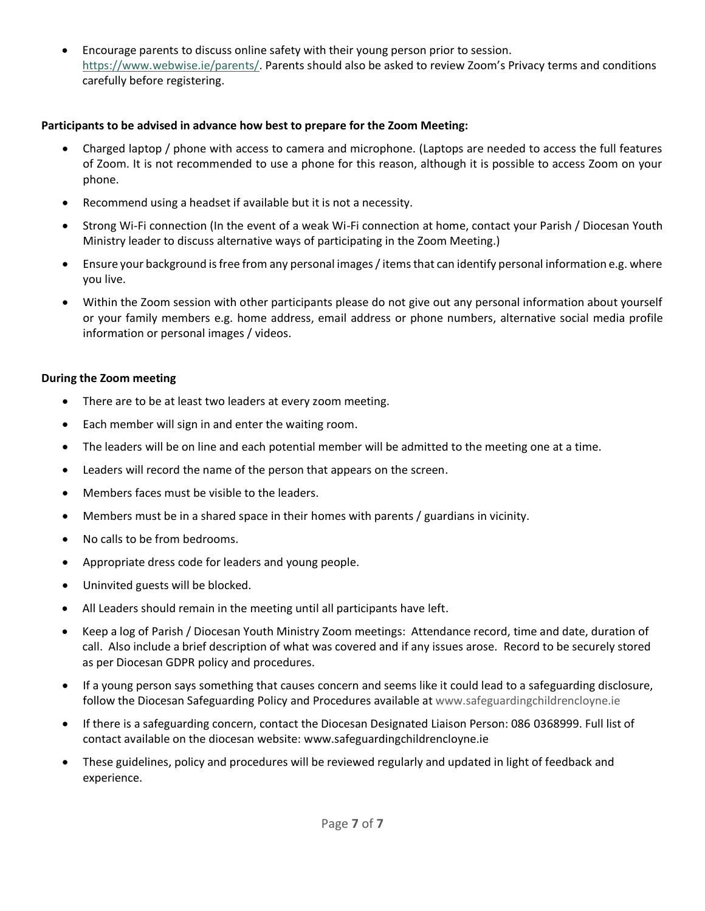- Encourage parents to discuss online safety with their young person prior to session. https://www.webwise.ie/parents/. Parents should also be asked to review Zoom's Privacy terms and conditions carefully before registering.

**Participants to be advised in advance how best to prepare for the Zoom Meeting:**

- Charged laptop / phone with access to camera and microphone. (Laptops are needed to access the full features of Zoom. It is not recommended to use a phone for this reason, although it is possible to access Zoom on your phone.
- Recommend using a headset if available but it is not a necessity.
- Strong Wi-Fi connection (In the event of a weak Wi-Fi connection at home, contact your Parish / Diocesan Youth Ministry leader to discuss alternative ways of participating in the Zoom Meeting.)
- Ensure your background is free from any personal images / items that can identify personal information e.g. where you live.
- Within the Zoom session with other participants please do not give out any personal information about yourself or your family members e.g. home address, email address or phone numbers, alternative social media profile information or personal images / videos.

**During the Zoom meeting**

- There are to be at least two leaders at every zoom meeting.
- Each member will sign in and enter the waiting room.
- The leaders will be on line and each potential member will be admitted to the meeting one at a time.
- Leaders will record the name of the person that appears on the screen.
- Members faces must be visible to the leaders.
- Members must be in a shared space in their homes with parents / guardians in vicinity.
- No calls to be from bedrooms.
- Appropriate dress code for leaders and young people.
- Uninvited guests will be blocked.
- All Leaders should remain in the meeting until all participants have left.
- Keep a log of Parish / Diocesan Youth Ministry Zoom meetings: Attendance record, time and date, duration of call. Also include a brief description of what was covered and if any issues arose. Record to be securely stored as per Diocesan GDPR policy and procedures.
- If a young person says something that causes concern and seems like it could lead to a safeguarding disclosure, follow the Diocesan Safeguarding Policy and Procedures available at www.safeguardingchildrencloyne.ie
- If there is a safeguarding concern, contact the Diocesan Designated Liaison Person: 086 0368999. Full list of contact available on the diocesan website: www.safeguardingchildrencloyne.ie
- These guidelines, policy and procedures will be reviewed regularly and updated in light of feedback and experience.